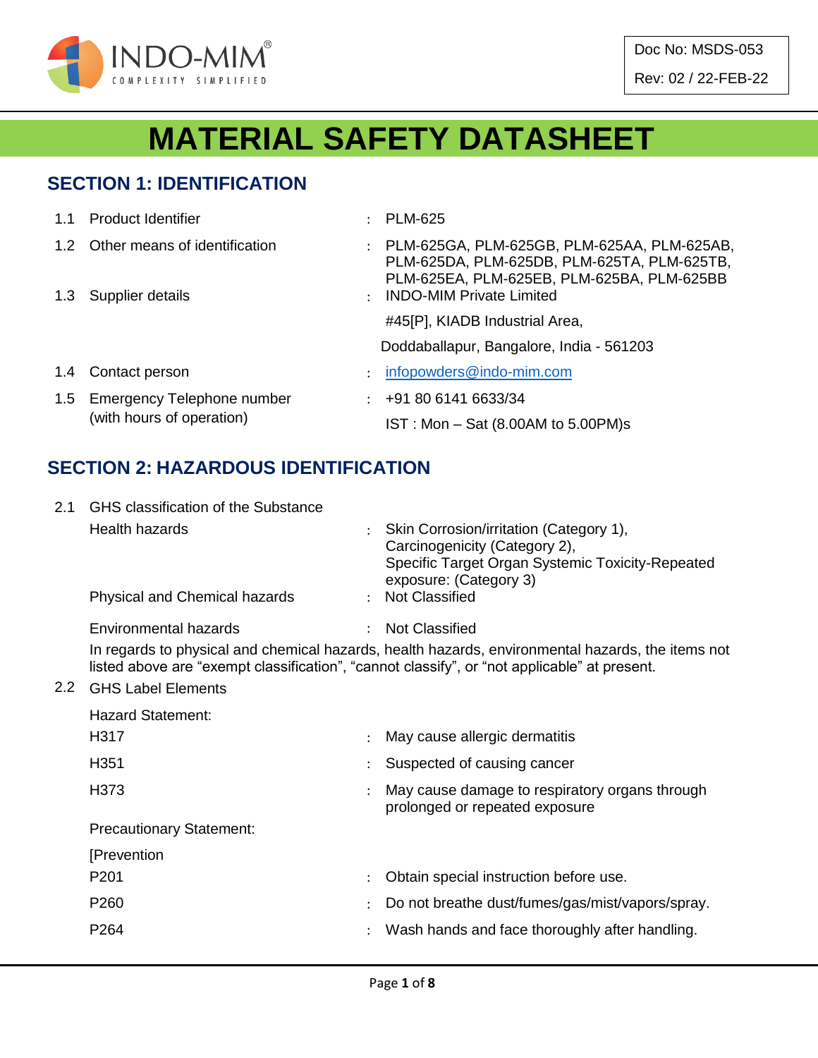INDO-MIM®
COMPLEXITY SIMPLIFIED

Doc No: MSDS-053

Rev: 02 / 22-FEB-22

# MATERIAL SAFETY DATASHEET

## SECTION 1: IDENTIFICATION

| | | | |
|---|---|---|---|
| 1.1 | Product Identifier | : | PLM-625 |
| 1.2 | Other means of identification | : | PLM-625GA, PLM-625GB, PLM-625AA, PLM-625AB, PLM-625DA, PLM-625DB, PLM-625TA, PLM-625TB, PLM-625EA, PLM-625EB, PLM-625BA, PLM-625BB |
| 1.3 | Supplier details | : | INDO-MIM Private Limited<br>#45[P], KIADB Industrial Area,<br>Doddaballapur, Bangalore, India - 561203 |
| 1.4 | Contact person | : | infopowders@indo-mim.com |
| 1.5 | Emergency Telephone number (with hours of operation) | : | +91 80 6141 6633/34<br>IST : Mon – Sat (8.00AM to 5.00PM)s |

## SECTION 2: HAZARDOUS IDENTIFICATION

2.1 GHS classification of the Substance

| | | |
|---|---|---|
| Health hazards | : | Skin Corrosion/irritation (Category 1),<br>Carcinogenicity (Category 2),<br>Specific Target Organ Systemic Toxicity-Repeated exposure: (Category 3) |
| Physical and Chemical hazards | : | Not Classified |
| Environmental hazards | : | Not Classified |

In regards to physical and chemical hazards, health hazards, environmental hazards, the items not listed above are "exempt classification", "cannot classify", or "not applicable" at present.

2.2 GHS Label Elements

Hazard Statement:

| | | |
|---|---|---|
| H317 | : | May cause allergic dermatitis |
| H351 | : | Suspected of causing cancer |
| H373 | : | May cause damage to respiratory organs through prolonged or repeated exposure |

Precautionary Statement:

[Prevention

| | | |
|---|---|---|
| P201 | : | Obtain special instruction before use. |
| P260 | : | Do not breathe dust/fumes/gas/mist/vapors/spray. |
| P264 | : | Wash hands and face thoroughly after handling. |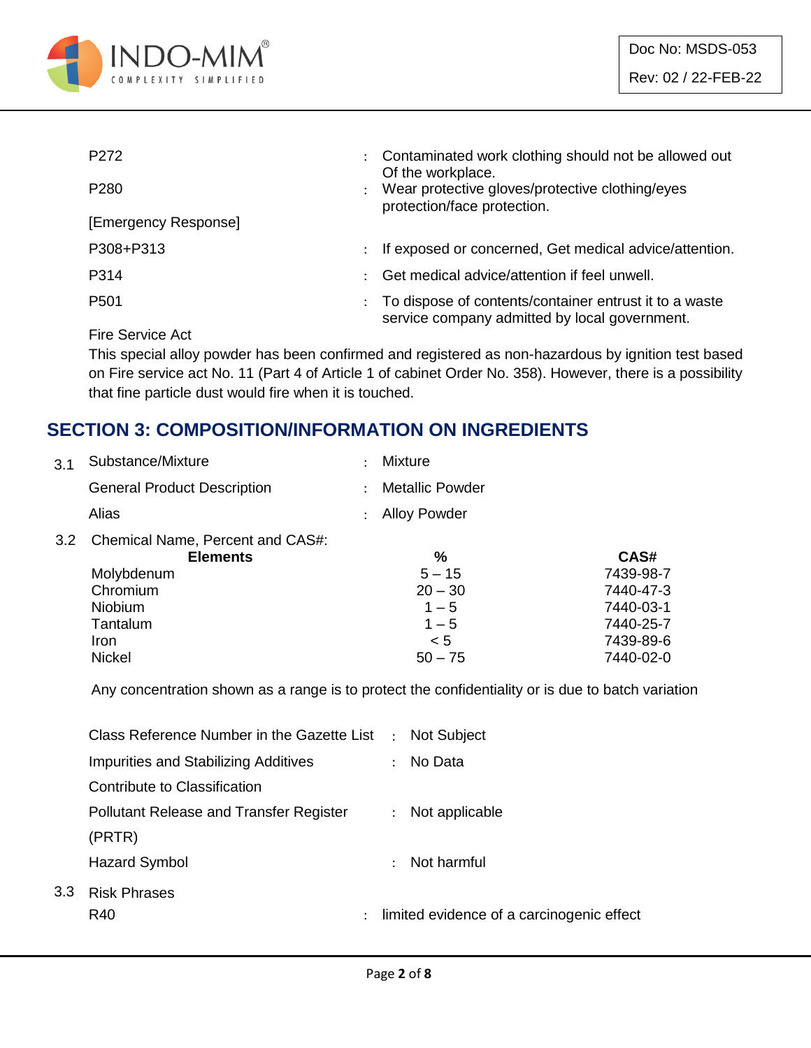| | | |
|---|---|---|
| P272 | : | Contaminated work clothing should not be allowed out Of the workplace. |
| P280 | : | Wear protective gloves/protective clothing/eyes protection/face protection. |
| [Emergency Response] | | |
| P308+P313 | : | If exposed or concerned, Get medical advice/attention. |
| P314 | : | Get medical advice/attention if feel unwell. |
| P501 | : | To dispose of contents/container entrust it to a waste service company admitted by local government. |

Fire Service Act

This special alloy powder has been confirmed and registered as non-hazardous by ignition test based on Fire service act No. 11 (Part 4 of Article 1 of cabinet Order No. 358). However, there is a possibility that fine particle dust would fire when it is touched.

## SECTION 3: COMPOSITION/INFORMATION ON INGREDIENTS

3.1 Substance/Mixture : Mixture

General Product Description : Metallic Powder

Alias : Alloy Powder

3.2 Chemical Name, Percent and CAS#:

| Elements | % | CAS# |
|---|---|---|
| Molybdenum | 5 – 15 | 7439-98-7 |
| Chromium | 20 – 30 | 7440-47-3 |
| Niobium | 1 – 5 | 7440-03-1 |
| Tantalum | 1 – 5 | 7440-25-7 |
| Iron | < 5 | 7439-89-6 |
| Nickel | 50 – 75 | 7440-02-0 |

Any concentration shown as a range is to protect the confidentiality or is due to batch variation

| | | |
|---|---|---|
| Class Reference Number in the Gazette List | : | Not Subject |
| Impurities and Stabilizing Additives Contribute to Classification | : | No Data |
| Pollutant Release and Transfer Register (PRTR) | : | Not applicable |
| Hazard Symbol | : | Not harmful |

3.3 Risk Phrases

R40 : limited evidence of a carcinogenic effect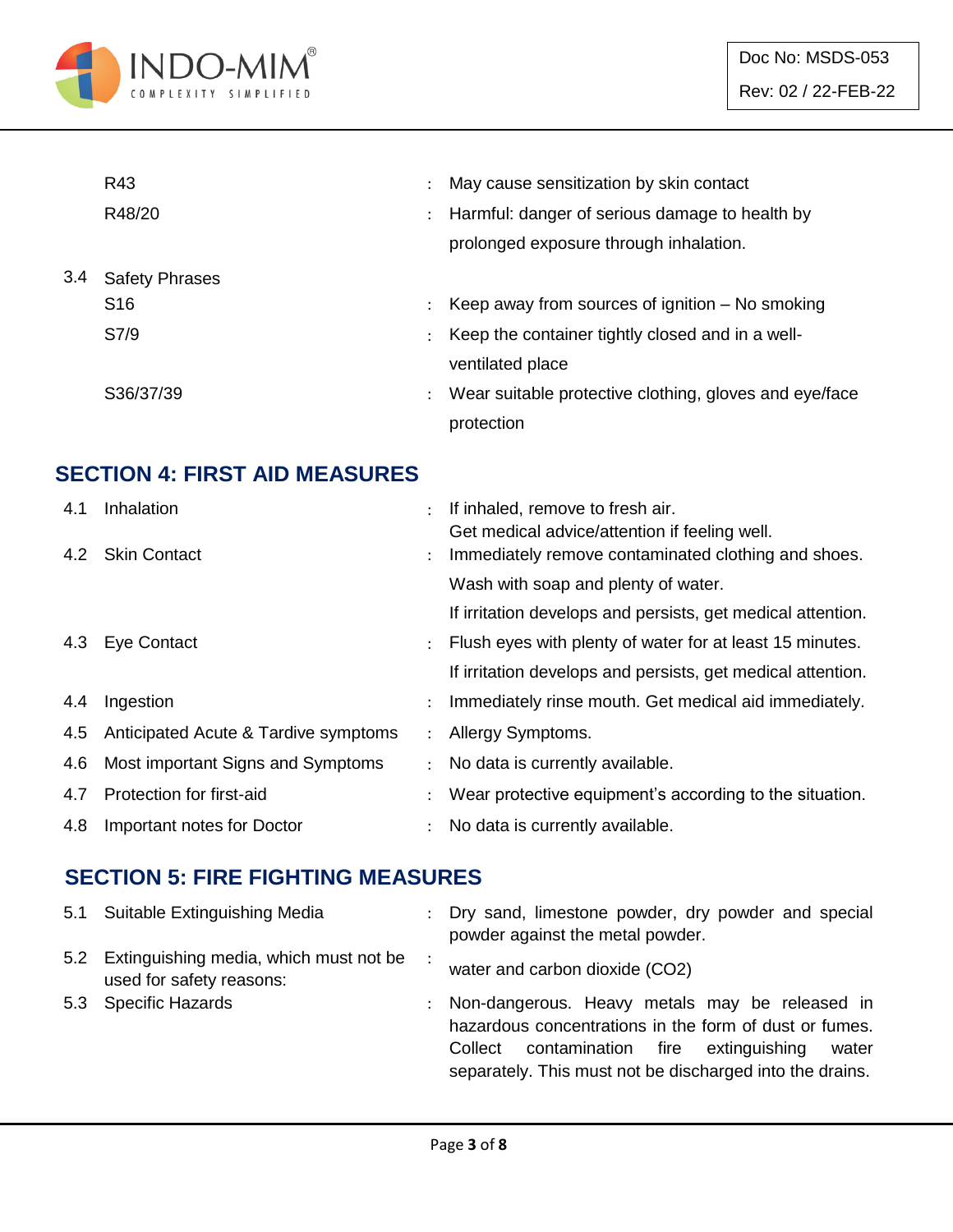| | | | |
|---|---|---|---|
| | R43 | : | May cause sensitization by skin contact |
| | R48/20 | : | Harmful: danger of serious damage to health by prolonged exposure through inhalation. |
| 3.4 | Safety Phrases | | |
| | S16 | : | Keep away from sources of ignition – No smoking |
| | S7/9 | : | Keep the container tightly closed and in a well-ventilated place |
| | S36/37/39 | : | Wear suitable protective clothing, gloves and eye/face protection |

## SECTION 4: FIRST AID MEASURES

| | | | |
|---|---|---|---|
| 4.1 | Inhalation | : | If inhaled, remove to fresh air. Get medical advice/attention if feeling well. |
| 4.2 | Skin Contact | : | Immediately remove contaminated clothing and shoes. Wash with soap and plenty of water. If irritation develops and persists, get medical attention. |
| 4.3 | Eye Contact | : | Flush eyes with plenty of water for at least 15 minutes. If irritation develops and persists, get medical attention. |
| 4.4 | Ingestion | : | Immediately rinse mouth. Get medical aid immediately. |
| 4.5 | Anticipated Acute & Tardive symptoms | : | Allergy Symptoms. |
| 4.6 | Most important Signs and Symptoms | : | No data is currently available. |
| 4.7 | Protection for first-aid | : | Wear protective equipment's according to the situation. |
| 4.8 | Important notes for Doctor | : | No data is currently available. |

## SECTION 5: FIRE FIGHTING MEASURES

| | | | |
|---|---|---|---|
| 5.1 | Suitable Extinguishing Media | : | Dry sand, limestone powder, dry powder and special powder against the metal powder. |
| 5.2 | Extinguishing media, which must not be used for safety reasons: | : | water and carbon dioxide ($CO_2$) |
| 5.3 | Specific Hazards | : | Non-dangerous. Heavy metals may be released in hazardous concentrations in the form of dust or fumes. Collect contamination fire extinguishing water separately. This must not be discharged into the drains. |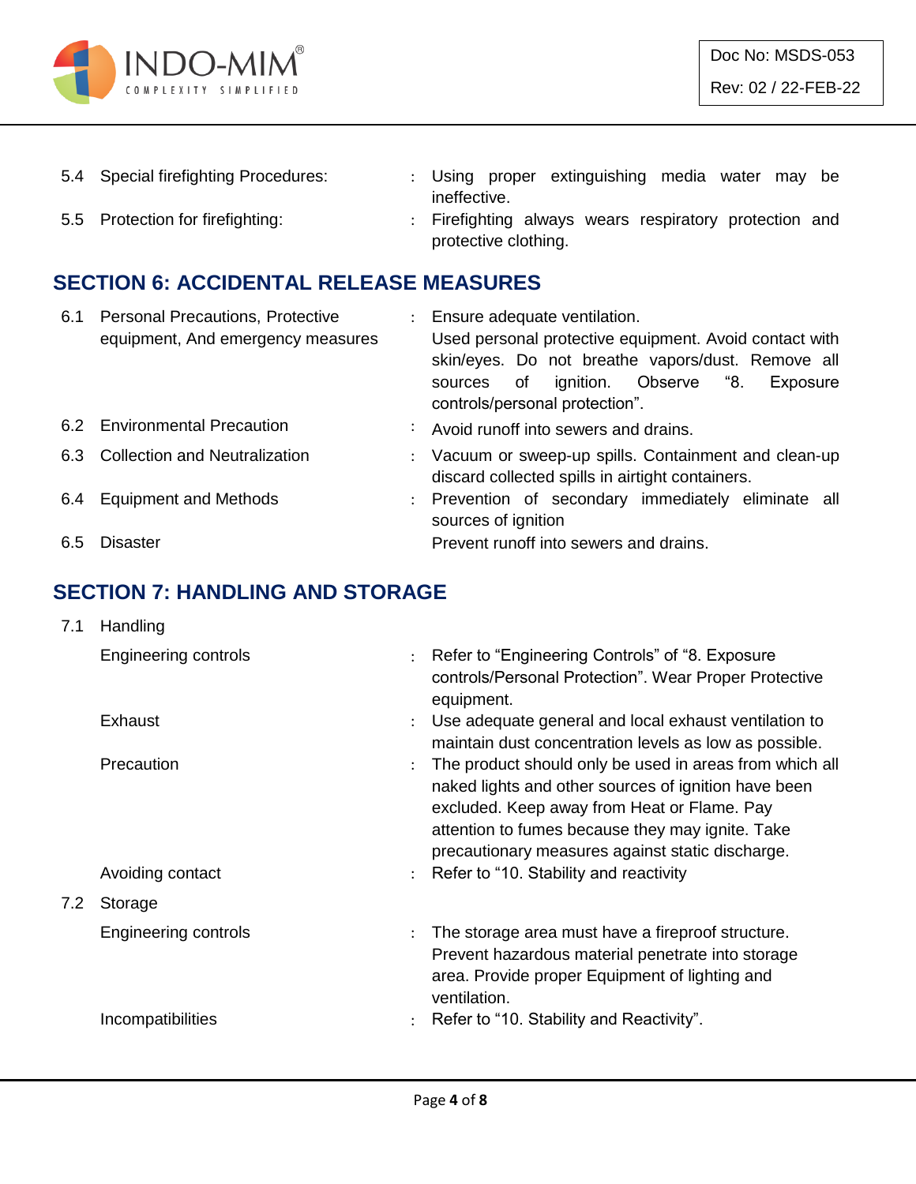| | | | |
|---|---|---|---|
| 5.4 | Special firefighting Procedures: | : | Using proper extinguishing media water may be ineffective. |
| 5.5 | Protection for firefighting: | : | Firefighting always wears respiratory protection and protective clothing. |

## SECTION 6: ACCIDENTAL RELEASE MEASURES

| | | | |
|---|---|---|---|
| 6.1 | Personal Precautions, Protective equipment, And emergency measures | : | Ensure adequate ventilation. Used personal protective equipment. Avoid contact with skin/eyes. Do not breathe vapors/dust. Remove all sources of ignition. Observe "8. Exposure controls/personal protection". |
| 6.2 | Environmental Precaution | : | Avoid runoff into sewers and drains. |
| 6.3 | Collection and Neutralization | : | Vacuum or sweep-up spills. Containment and clean-up discard collected spills in airtight containers. |
| 6.4 | Equipment and Methods | : | Prevention of secondary immediately eliminate all sources of ignition |
| 6.5 | Disaster | | Prevent runoff into sewers and drains. |

## SECTION 7: HANDLING AND STORAGE

| | | | |
|---|---|---|---|
| 7.1 | Handling | | |
| | Engineering controls | : | Refer to "Engineering Controls" of "8. Exposure controls/Personal Protection". Wear Proper Protective equipment. |
| | Exhaust | : | Use adequate general and local exhaust ventilation to maintain dust concentration levels as low as possible. |
| | Precaution | : | The product should only be used in areas from which all naked lights and other sources of ignition have been excluded. Keep away from Heat or Flame. Pay attention to fumes because they may ignite. Take precautionary measures against static discharge. |
| | Avoiding contact | : | Refer to "10. Stability and reactivity |
| 7.2 | Storage | | |
| | Engineering controls | : | The storage area must have a fireproof structure. Prevent hazardous material penetrate into storage area. Provide proper Equipment of lighting and ventilation. |
| | Incompatibilities | : | Refer to "10. Stability and Reactivity". |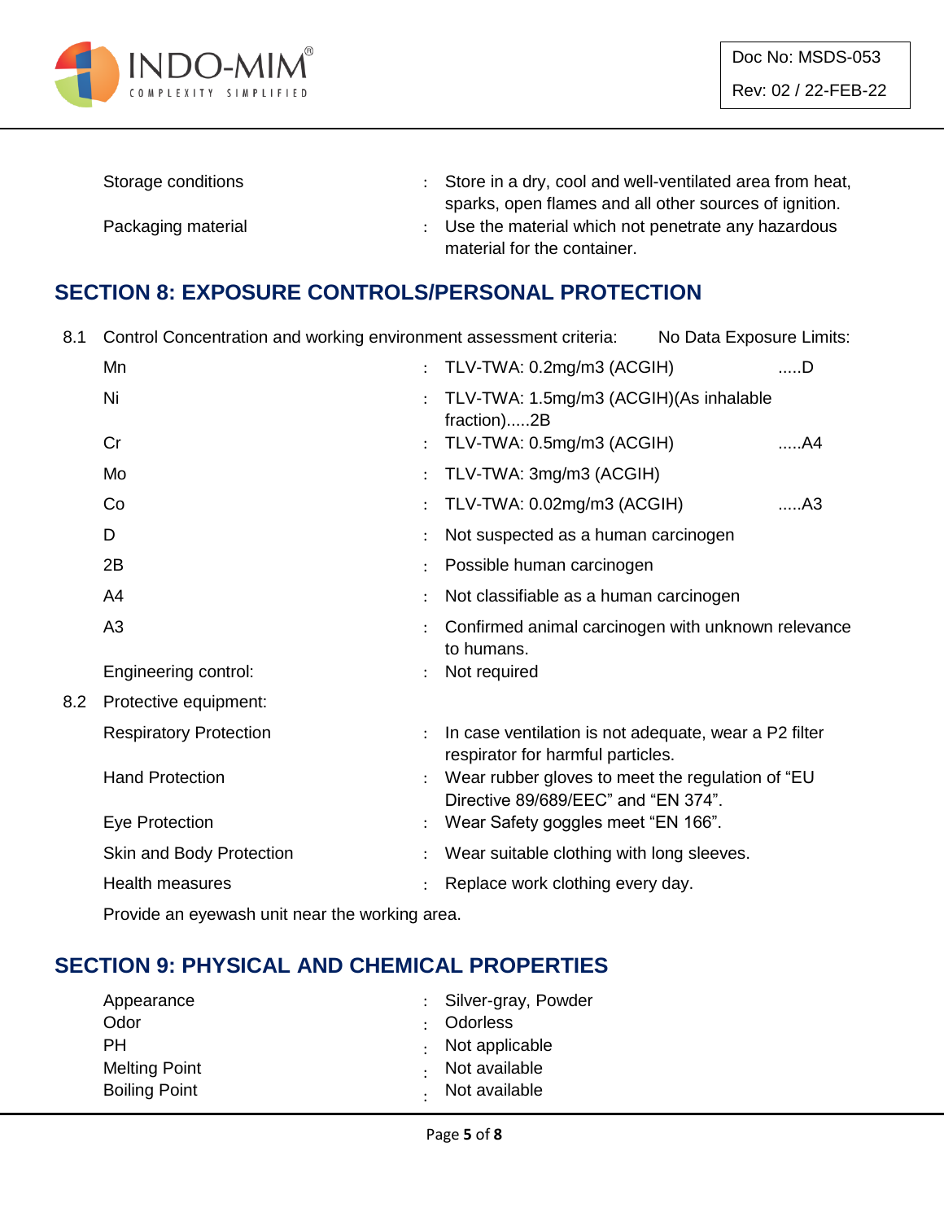| | | |
|---|---|---|
| Storage conditions | : | Store in a dry, cool and well-ventilated area from heat, sparks, open flames and all other sources of ignition. |
| Packaging material | : | Use the material which not penetrate any hazardous material for the container. |

## SECTION 8: EXPOSURE CONTROLS/PERSONAL PROTECTION

8.1 Control Concentration and working environment assessment criteria: No Data Exposure Limits:

| | | | |
|---|---|---|---|
| Mn | : | TLV-TWA: 0.2mg/m3 (ACGIH) | .....D |
| Ni | : | TLV-TWA: 1.5mg/m3 (ACGIH)(As inhalable fraction).....2B | |
| Cr | : | TLV-TWA: 0.5mg/m3 (ACGIH) | .....A4 |
| Mo | : | TLV-TWA: 3mg/m3 (ACGIH) | |
| Co | : | TLV-TWA: 0.02mg/m3 (ACGIH) | .....A3 |
| D | : | Not suspected as a human carcinogen | |
| 2B | : | Possible human carcinogen | |
| A4 | : | Not classifiable as a human carcinogen | |
| A3 | : | Confirmed animal carcinogen with unknown relevance to humans. | |
| Engineering control: | : | Not required | |

8.2 Protective equipment:

| | | |
|---|---|---|
| Respiratory Protection | : | In case ventilation is not adequate, wear a P2 filter respirator for harmful particles. |
| Hand Protection | : | Wear rubber gloves to meet the regulation of “EU Directive 89/689/EEC” and “EN 374”. |
| Eye Protection | : | Wear Safety goggles meet “EN 166”. |
| Skin and Body Protection | : | Wear suitable clothing with long sleeves. |
| Health measures | : | Replace work clothing every day. |

Provide an eyewash unit near the working area.

## SECTION 9: PHYSICAL AND CHEMICAL PROPERTIES

| | | |
|---|---|---|
| Appearance | : | Silver-gray, Powder |
| Odor | : | Odorless |
| PH | : | Not applicable |
| Melting Point | : | Not available |
| Boiling Point | : | Not available |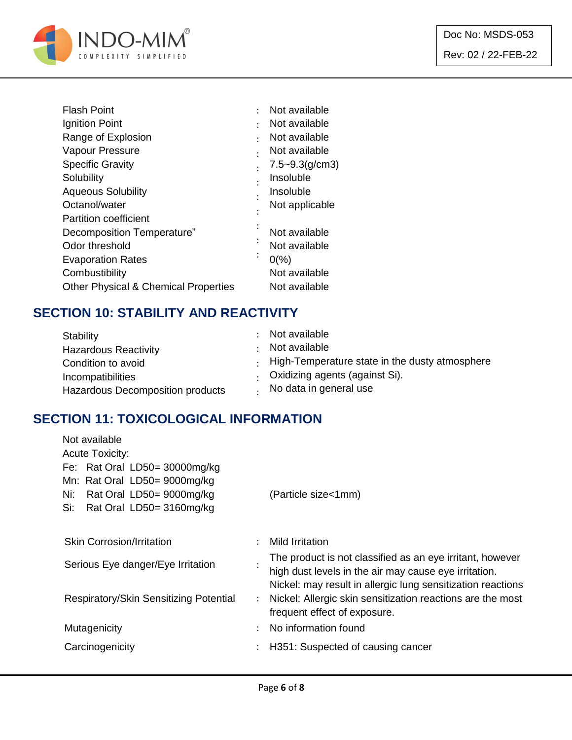| | | |
|---|---|---|
| Flash Point | : | Not available |
| Ignition Point | : | Not available |
| Range of Explosion | : | Not available |
| Vapour Pressure | : | Not available |
| Specific Gravity | : | 7.5~9.3(g/cm3) |
| Solubility | : | Insoluble |
| Aqueous Solubility | : | Insoluble |
| Octanol/water Partition coefficient | : | Not applicable |
| Decomposition Temperature” | : | Not available |
| Odor threshold | : | Not available |
| Evaporation Rates | : | 0(%) |
| Combustibility | | Not available |
| Other Physical & Chemical Properties | | Not available |

## SECTION 10: STABILITY AND REACTIVITY

| | | |
|---|---|---|
| Stability | : | Not available |
| Hazardous Reactivity | : | Not available |
| Condition to avoid | : | High-Temperature state in the dusty atmosphere |
| Incompatibilities | : | Oxidizing agents (against Si). |
| Hazardous Decomposition products | : | No data in general use |

## SECTION 11: TOXICOLOGICAL INFORMATION

Not available

Acute Toxicity:

Fe: Rat Oral LD50= 30000mg/kg

Mn: Rat Oral LD50= 9000mg/kg

Ni: Rat Oral LD50= 9000mg/kg (Particle size<1mm)

Si: Rat Oral LD50= 3160mg/kg

| | | |
|---|---|---|
| Skin Corrosion/Irritation | : | Mild Irritation |
| Serious Eye danger/Eye Irritation | : | The product is not classified as an eye irritant, however high dust levels in the air may cause eye irritation. |
| Respiratory/Skin Sensitizing Potential | : | Nickel: may result in allergic lung sensitization reactions<br>Nickel: Allergic skin sensitization reactions are the most frequent effect of exposure. |
| Mutagenicity | : | No information found |
| Carcinogenicity | : | H351: Suspected of causing cancer |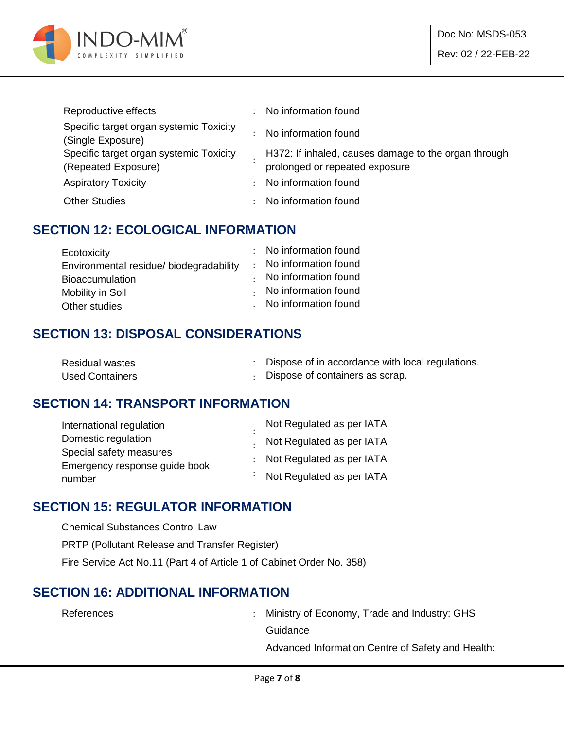| | | |
|---|---|---|
| Reproductive effects | : | No information found |
| Specific target organ systemic Toxicity (Single Exposure) | : | No information found |
| Specific target organ systemic Toxicity (Repeated Exposure) | : | H372: If inhaled, causes damage to the organ through prolonged or repeated exposure |
| Aspiratory Toxicity | : | No information found |
| Other Studies | : | No information found |

## SECTION 12: ECOLOGICAL INFORMATION

| | | |
|---|---|---|
| Ecotoxicity | : | No information found |
| Environmental residue/ biodegradability | : | No information found |
| Bioaccumulation | : | No information found |
| Mobility in Soil | : | No information found |
| Other studies | : | No information found |

## SECTION 13: DISPOSAL CONSIDERATIONS

| | | |
|---|---|---|
| Residual wastes | : | Dispose of in accordance with local regulations. |
| Used Containers | : | Dispose of containers as scrap. |

## SECTION 14: TRANSPORT INFORMATION

| | | |
|---|---|---|
| International regulation | : | Not Regulated as per IATA |
| Domestic regulation | : | Not Regulated as per IATA |
| Special safety measures | : | Not Regulated as per IATA |
| Emergency response guide book number | : | Not Regulated as per IATA |

## SECTION 15: REGULATOR INFORMATION

Chemical Substances Control Law

PRTP (Pollutant Release and Transfer Register)

Fire Service Act No.11 (Part 4 of Article 1 of Cabinet Order No. 358)

## SECTION 16: ADDITIONAL INFORMATION

| | | |
|---|---|---|
| References | : | Ministry of Economy, Trade and Industry: GHS Guidance<br>Advanced Information Centre of Safety and Health: |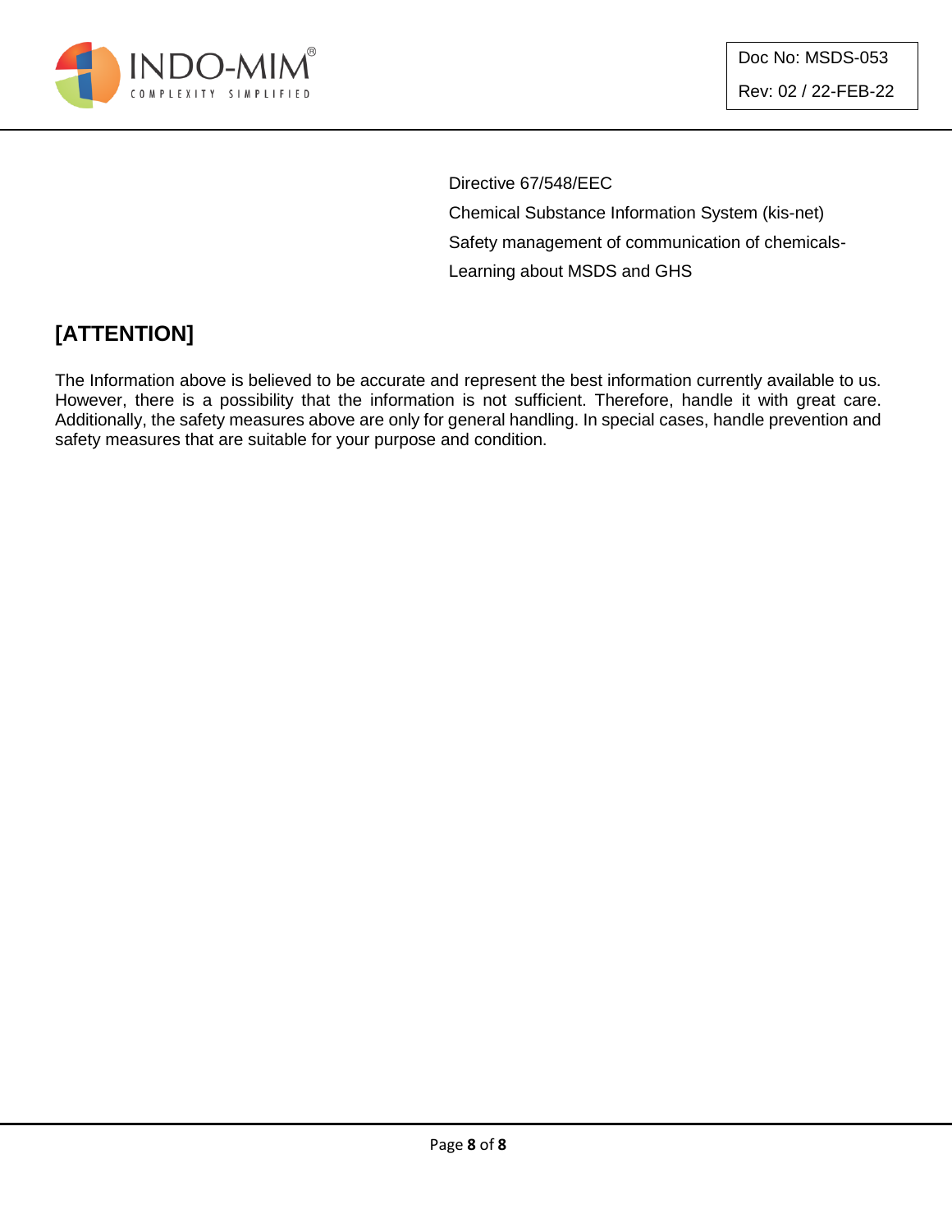Directive 67/548/EEC

Chemical Substance Information System (kis-net)

Safety management of communication of chemicals-

Learning about MSDS and GHS

## [ATTENTION]

The Information above is believed to be accurate and represent the best information currently available to us. However, there is a possibility that the information is not sufficient. Therefore, handle it with great care. Additionally, the safety measures above are only for general handling. In special cases, handle prevention and safety measures that are suitable for your purpose and condition.